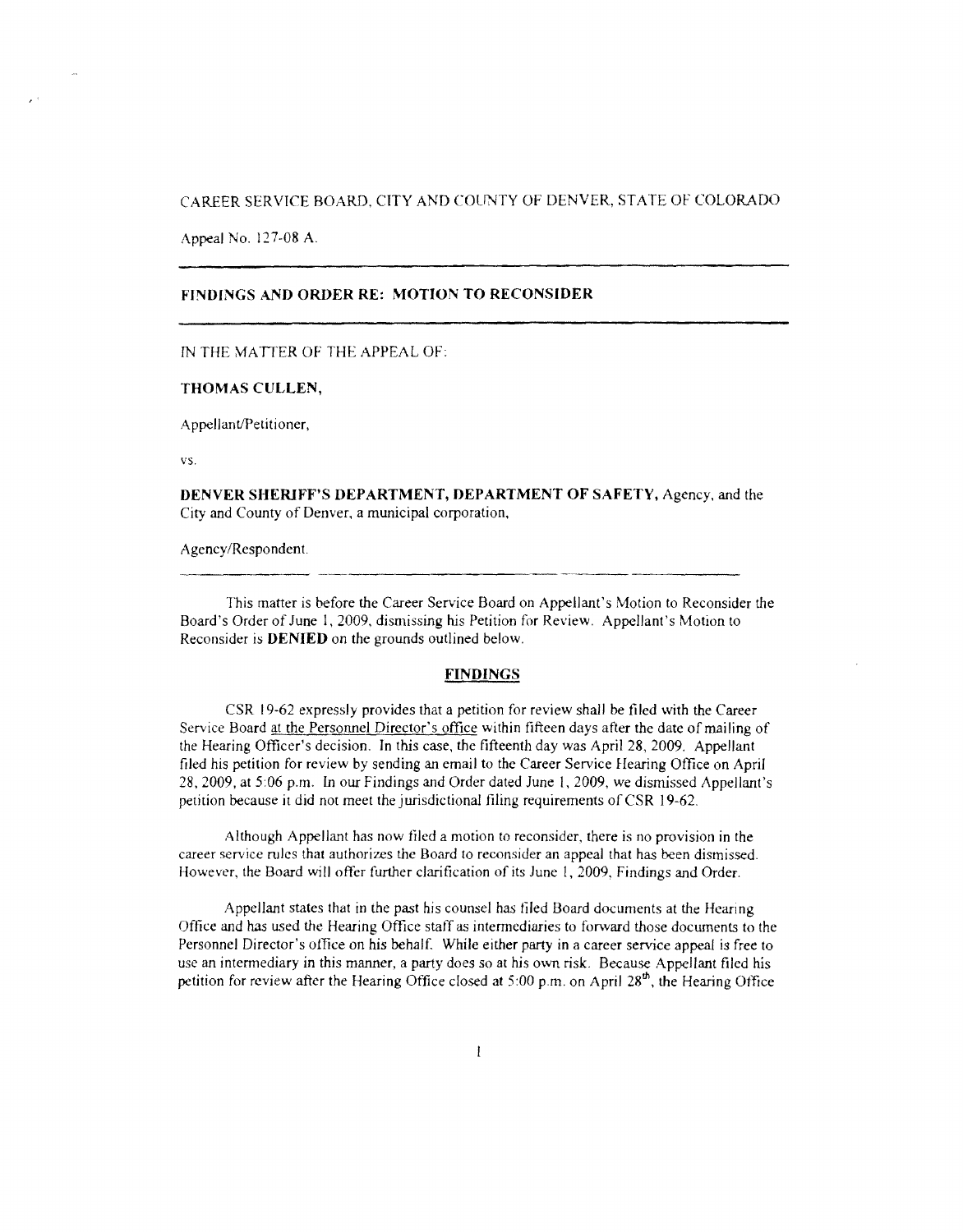CAREER SERVICE BOARD, CITY AND COUNTY OF DENVER, STATE OF COLORADO

Appeal No. 127-08 A.

---

**FINDINGS AND ORDER RE: MOTION TO RECONSIDER**

---

IN THE MATTER OF THE APPEAL OF:

**THOMAS CULLEN,**

Appellant/Petitioner,

vs.

**DENVER SHERIFF'S DEPARTMENT, DEPARTMENT OF SAFETY,** Agency, and the City and County of Denver, a municipal corporation,

Agency/Respondent.

---

This matter is before the Career Service Board on Appellant's Motion to Reconsider the Board's Order of June 1, 2009, dismissing his Petition for Review. Appellant's Motion to Reconsider is **DENIED** on the grounds outlined below.

## FINDINGS

CSR 19-62 expressly provides that a petition for review shall be filed with the Career Service Board at the Personnel Director's office within fifteen days after the date of mailing of the Hearing Officer's decision. In this case, the fifteenth day was April 28, 2009. Appellant filed his petition for review by sending an email to the Career Service Hearing Office on April 28, 2009, at 5:06 p.m. In our Findings and Order dated June 1, 2009, we dismissed Appellant's petition because it did not meet the jurisdictional filing requirements of CSR 19-62.

Although Appellant has now filed a motion to reconsider, there is no provision in the career service rules that authorizes the Board to reconsider an appeal that has been dismissed. However, the Board will offer further clarification of its June 1, 2009, Findings and Order.

Appellant states that in the past his counsel has filed Board documents at the Hearing Office and has used the Hearing Office staff as intermediaries to forward those documents to the Personnel Director's office on his behalf. While either party in a career service appeal is free to use an intermediary in this manner, a party does so at his own risk. Because Appellant filed his petition for review after the Hearing Office closed at 5:00 p.m. on April 28th, the Hearing Office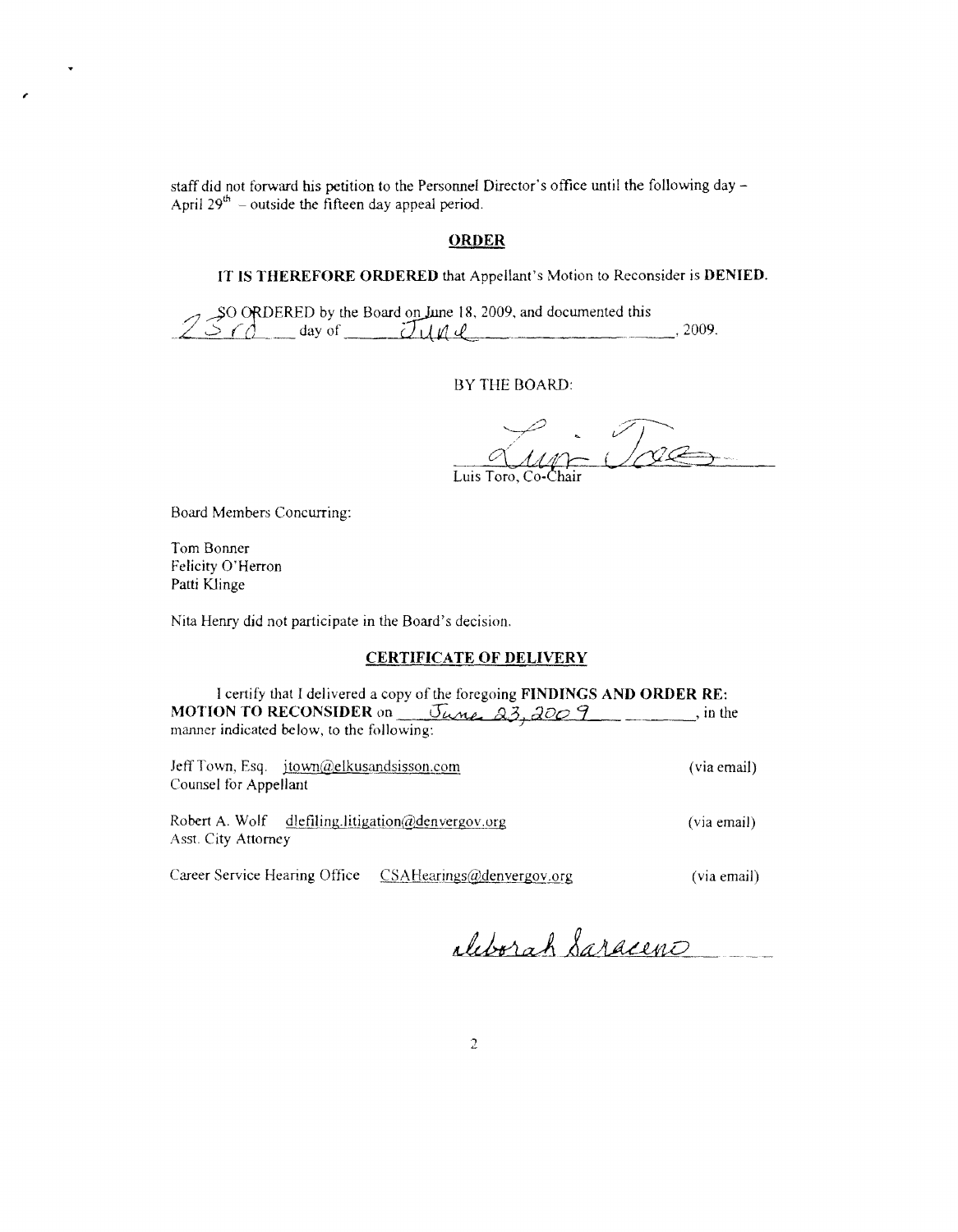staff did not forward his petition to the Personnel Director's office until the following day – April 29th – outside the fifteen day appeal period.

## ORDER

**IT IS THEREFORE ORDERED** that Appellant's Motion to Reconsider is **DENIED**.

SO ORDERED by the Board on June 18, 2009, and documented this 23rd day of June, 2009.

BY THE BOARD:

Luis Toro, Co-Chair

Board Members Concurring:

Tom Bonner
Felicity O'Herron
Patti Klinge

Nita Henry did not participate in the Board's decision.

## CERTIFICATE OF DELIVERY

I certify that I delivered a copy of the foregoing **FINDINGS AND ORDER RE: MOTION TO RECONSIDER** on June 23, 2009, in the manner indicated below, to the following:

Jeff Town, Esq. jtown@elkusandsisson.com (via email)
Counsel for Appellant

Robert A. Wolf dlefiling.litigation@denvergov.org (via email)
Asst. City Attorney

Career Service Hearing Office CSAHearings@denvergov.org (via email)

Deborah Saraceno